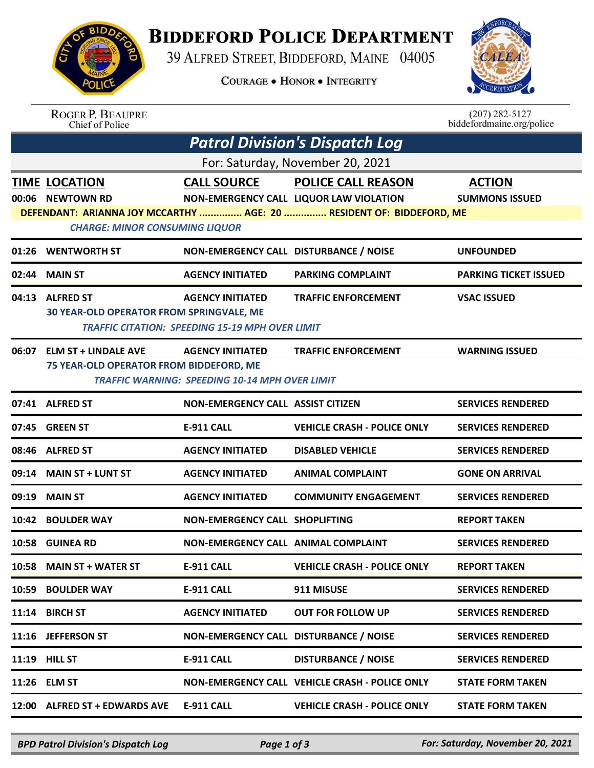# BIDDEFORD POLICE DEPARTMENT

39 ALFRED STREET, BIDDEFORD, MAINE 04005

COURAGE • HONOR • INTEGRITY

ROGER P. BEAUPRE
Chief of Police

(207) 282-5127
biddefordmaine.org/police

## *Patrol Division's Dispatch Log*

For: Saturday, November 20, 2021

| TIME | LOCATION | CALL SOURCE | POLICE CALL REASON | ACTION |
|---|---|---|---|---|
| 00:06 | NEWTOWN RD | NON-EMERGENCY CALL | LIQUOR LAW VIOLATION | SUMMONS ISSUED |
| | DEFENDANT: ARIANNA JOY MCCARTHY ............... AGE: 20 ............... RESIDENT OF: BIDDEFORD, ME | | | |
| | *CHARGE: MINOR CONSUMING LIQUOR* | | | |
| 01:26 | WENTWORTH ST | NON-EMERGENCY CALL | DISTURBANCE / NOISE | UNFOUNDED |
| 02:44 | MAIN ST | AGENCY INITIATED | PARKING COMPLAINT | PARKING TICKET ISSUED |
| 04:13 | ALFRED ST | AGENCY INITIATED | TRAFFIC ENFORCEMENT | VSAC ISSUED |
| | 30 YEAR-OLD OPERATOR FROM SPRINGVALE, ME | | | |
| | *TRAFFIC CITATION: SPEEDING 15-19 MPH OVER LIMIT* | | | |
| 06:07 | ELM ST + LINDALE AVE | AGENCY INITIATED | TRAFFIC ENFORCEMENT | WARNING ISSUED |
| | 75 YEAR-OLD OPERATOR FROM BIDDEFORD, ME | | | |
| | *TRAFFIC WARNING: SPEEDING 10-14 MPH OVER LIMIT* | | | |
| 07:41 | ALFRED ST | NON-EMERGENCY CALL | ASSIST CITIZEN | SERVICES RENDERED |
| 07:45 | GREEN ST | E-911 CALL | VEHICLE CRASH - POLICE ONLY | SERVICES RENDERED |
| 08:46 | ALFRED ST | AGENCY INITIATED | DISABLED VEHICLE | SERVICES RENDERED |
| 09:14 | MAIN ST + LUNT ST | AGENCY INITIATED | ANIMAL COMPLAINT | GONE ON ARRIVAL |
| 09:19 | MAIN ST | AGENCY INITIATED | COMMUNITY ENGAGEMENT | SERVICES RENDERED |
| 10:42 | BOULDER WAY | NON-EMERGENCY CALL | SHOPLIFTING | REPORT TAKEN |
| 10:58 | GUINEA RD | NON-EMERGENCY CALL | ANIMAL COMPLAINT | SERVICES RENDERED |
| 10:58 | MAIN ST + WATER ST | E-911 CALL | VEHICLE CRASH - POLICE ONLY | REPORT TAKEN |
| 10:59 | BOULDER WAY | E-911 CALL | 911 MISUSE | SERVICES RENDERED |
| 11:14 | BIRCH ST | AGENCY INITIATED | OUT FOR FOLLOW UP | SERVICES RENDERED |
| 11:16 | JEFFERSON ST | NON-EMERGENCY CALL | DISTURBANCE / NOISE | SERVICES RENDERED |
| 11:19 | HILL ST | E-911 CALL | DISTURBANCE / NOISE | SERVICES RENDERED |
| 11:26 | ELM ST | NON-EMERGENCY CALL | VEHICLE CRASH - POLICE ONLY | STATE FORM TAKEN |
| 12:00 | ALFRED ST + EDWARDS AVE | E-911 CALL | VEHICLE CRASH - POLICE ONLY | STATE FORM TAKEN |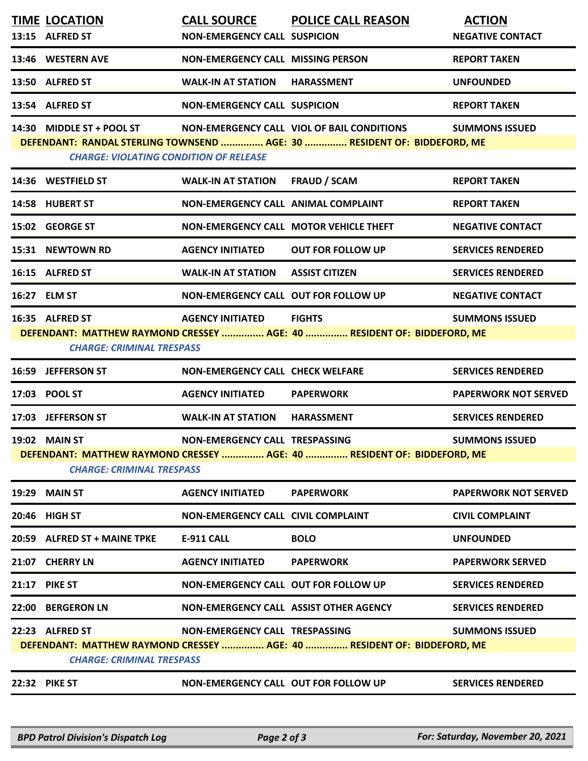| TIME | LOCATION | CALL SOURCE | POLICE CALL REASON | ACTION |
|---|---|---|---|---|
| 13:15 | ALFRED ST | NON-EMERGENCY CALL | SUSPICION | NEGATIVE CONTACT |
| 13:46 | WESTERN AVE | NON-EMERGENCY CALL | MISSING PERSON | REPORT TAKEN |
| 13:50 | ALFRED ST | WALK-IN AT STATION | HARASSMENT | UNFOUNDED |
| 13:54 | ALFRED ST | NON-EMERGENCY CALL | SUSPICION | REPORT TAKEN |
| 14:30 | MIDDLE ST + POOL ST | NON-EMERGENCY CALL | VIOL OF BAIL CONDITIONS | SUMMONS ISSUED |
| | DEFENDANT: RANDAL STERLING TOWNSEND ............... AGE: 30 ............... RESIDENT OF: BIDDEFORD, ME | | | |
| | *CHARGE: VIOLATING CONDITION OF RELEASE* | | | |
| 14:36 | WESTFIELD ST | WALK-IN AT STATION | FRAUD / SCAM | REPORT TAKEN |
| 14:58 | HUBERT ST | NON-EMERGENCY CALL | ANIMAL COMPLAINT | REPORT TAKEN |
| 15:02 | GEORGE ST | NON-EMERGENCY CALL | MOTOR VEHICLE THEFT | NEGATIVE CONTACT |
| 15:31 | NEWTOWN RD | AGENCY INITIATED | OUT FOR FOLLOW UP | SERVICES RENDERED |
| 16:15 | ALFRED ST | WALK-IN AT STATION | ASSIST CITIZEN | SERVICES RENDERED |
| 16:27 | ELM ST | NON-EMERGENCY CALL | OUT FOR FOLLOW UP | NEGATIVE CONTACT |
| 16:35 | ALFRED ST | AGENCY INITIATED | FIGHTS | SUMMONS ISSUED |
| | DEFENDANT: MATTHEW RAYMOND CRESSEY ............... AGE: 40 ............... RESIDENT OF: BIDDEFORD, ME | | | |
| | *CHARGE: CRIMINAL TRESPASS* | | | |
| 16:59 | JEFFERSON ST | NON-EMERGENCY CALL | CHECK WELFARE | SERVICES RENDERED |
| 17:03 | POOL ST | AGENCY INITIATED | PAPERWORK | PAPERWORK NOT SERVED |
| 17:03 | JEFFERSON ST | WALK-IN AT STATION | HARASSMENT | SERVICES RENDERED |
| 19:02 | MAIN ST | NON-EMERGENCY CALL | TRESPASSING | SUMMONS ISSUED |
| | DEFENDANT: MATTHEW RAYMOND CRESSEY ............... AGE: 40 ............... RESIDENT OF: BIDDEFORD, ME | | | |
| | *CHARGE: CRIMINAL TRESPASS* | | | |
| 19:29 | MAIN ST | AGENCY INITIATED | PAPERWORK | PAPERWORK NOT SERVED |
| 20:46 | HIGH ST | NON-EMERGENCY CALL | CIVIL COMPLAINT | CIVIL COMPLAINT |
| 20:59 | ALFRED ST + MAINE TPKE | E-911 CALL | BOLO | UNFOUNDED |
| 21:07 | CHERRY LN | AGENCY INITIATED | PAPERWORK | PAPERWORK SERVED |
| 21:17 | PIKE ST | NON-EMERGENCY CALL | OUT FOR FOLLOW UP | SERVICES RENDERED |
| 22:00 | BERGERON LN | NON-EMERGENCY CALL | ASSIST OTHER AGENCY | SERVICES RENDERED |
| 22:23 | ALFRED ST | NON-EMERGENCY CALL | TRESPASSING | SUMMONS ISSUED |
| | DEFENDANT: MATTHEW RAYMOND CRESSEY ............... AGE: 40 ............... RESIDENT OF: BIDDEFORD, ME | | | |
| | *CHARGE: CRIMINAL TRESPASS* | | | |
| 22:32 | PIKE ST | NON-EMERGENCY CALL | OUT FOR FOLLOW UP | SERVICES RENDERED |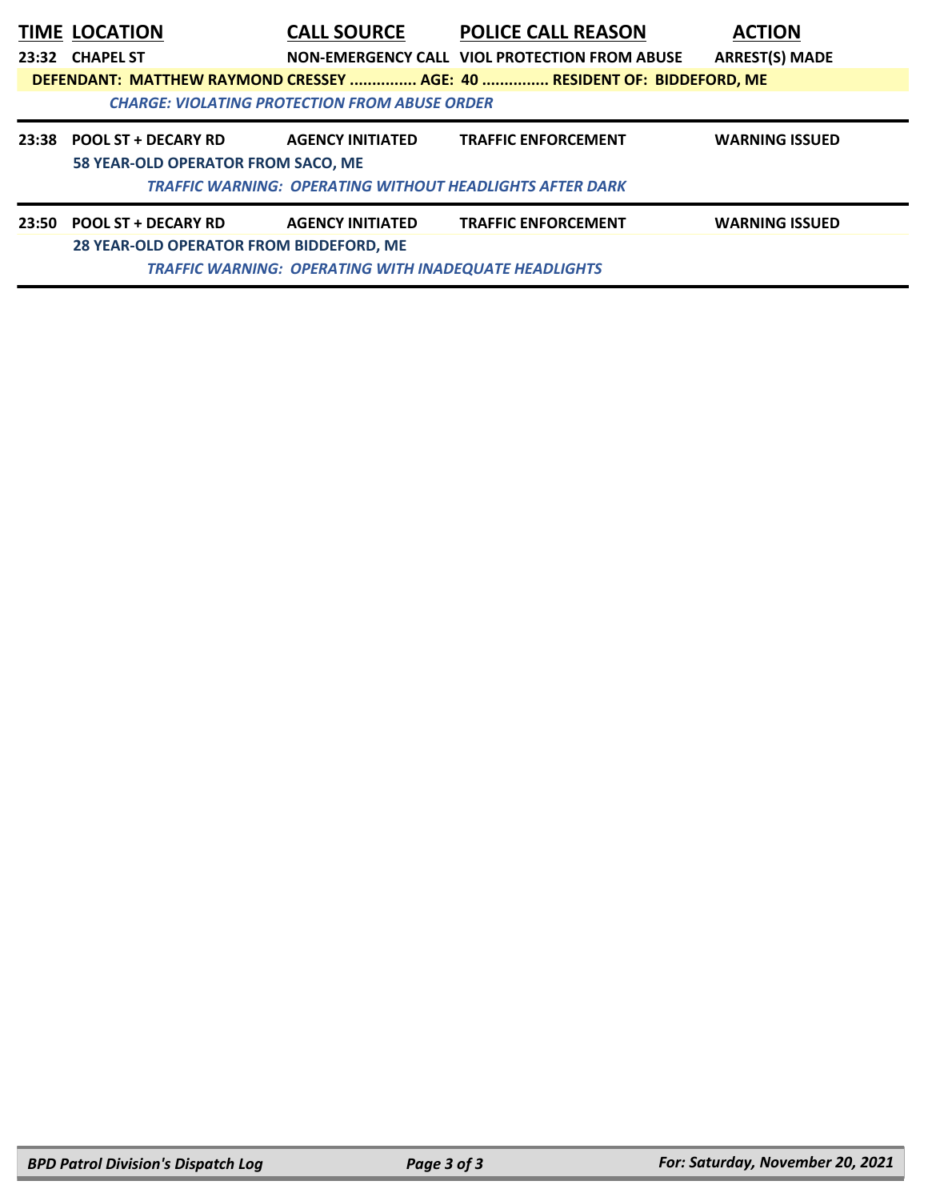| TIME | LOCATION | CALL SOURCE | POLICE CALL REASON | ACTION |
|---|---|---|---|---|
| 23:32 | CHAPEL ST | NON-EMERGENCY CALL | VIOL PROTECTION FROM ABUSE | ARREST(S) MADE |

**DEFENDANT: MATTHEW RAYMOND CRESSEY ............... AGE: 40 ............... RESIDENT OF: BIDDEFORD, ME**

*CHARGE: VIOLATING PROTECTION FROM ABUSE ORDER*

| TIME | LOCATION | CALL SOURCE | POLICE CALL REASON | ACTION |
|---|---|---|---|---|
| 23:38 | POOL ST + DECARY RD | AGENCY INITIATED | TRAFFIC ENFORCEMENT | WARNING ISSUED |

**58 YEAR-OLD OPERATOR FROM SACO, ME**

*TRAFFIC WARNING: OPERATING WITHOUT HEADLIGHTS AFTER DARK*

| TIME | LOCATION | CALL SOURCE | POLICE CALL REASON | ACTION |
|---|---|---|---|---|
| 23:50 | POOL ST + DECARY RD | AGENCY INITIATED | TRAFFIC ENFORCEMENT | WARNING ISSUED |

**28 YEAR-OLD OPERATOR FROM BIDDEFORD, ME**

*TRAFFIC WARNING: OPERATING WITH INADEQUATE HEADLIGHTS*